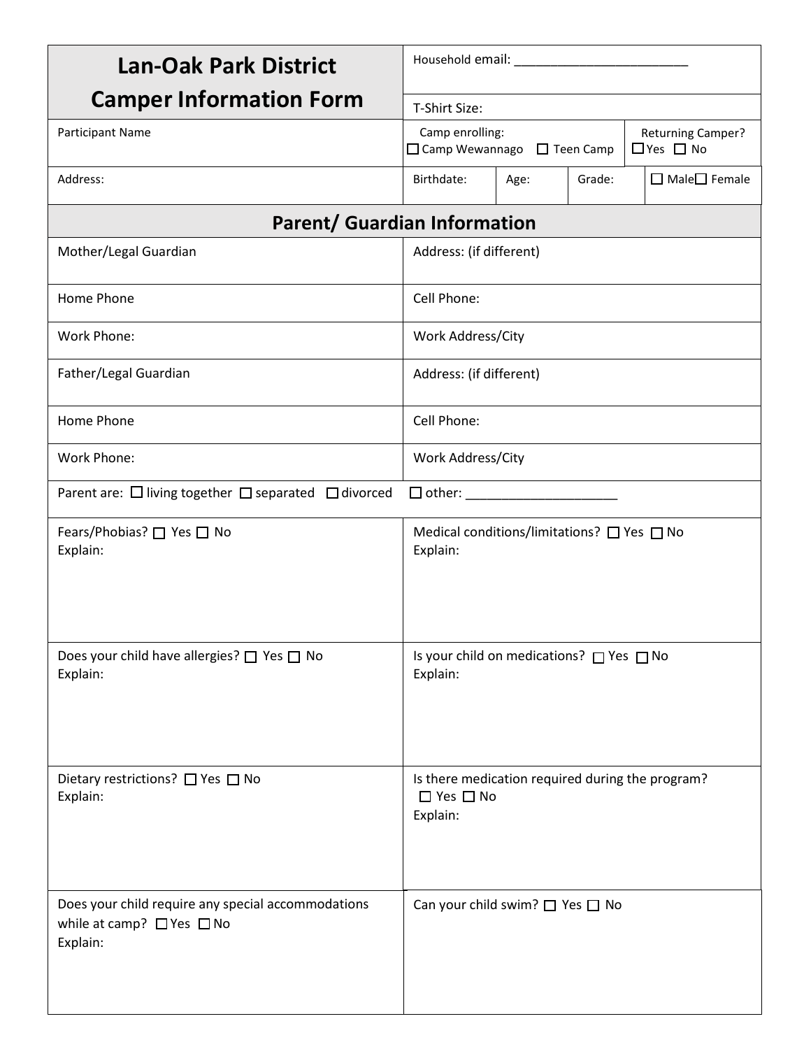# Lan-Oak Park District
# Camper Information Form

| | |
|---|---|
| **Lan-Oak Park District Camper Information Form** | Household email: _________________________ |
| | T-Shirt Size: |
| Participant Name | Camp enrolling: ☐ Camp Wewannago ☐ Teen Camp — Returning Camper? ☐ Yes ☐ No |
| Address: | Birthdate: — Age: — Grade: — ☐ Male ☐ Female |

## Parent/ Guardian Information

| | |
|---|---|
| Mother/Legal Guardian | Address: (if different) |
| Home Phone | Cell Phone: |
| Work Phone: | Work Address/City |
| Father/Legal Guardian | Address: (if different) |
| Home Phone | Cell Phone: |
| Work Phone: | Work Address/City |

Parent are: ☐ living together ☐ separated ☐ divorced ☐ other: _____________________

| | |
|---|---|
| Fears/Phobias? ☐ Yes ☐ No<br>Explain: | Medical conditions/limitations? ☐ Yes ☐ No<br>Explain: |
| Does your child have allergies? ☐ Yes ☐ No<br>Explain: | Is your child on medications? ☐ Yes ☐ No<br>Explain: |
| Dietary restrictions? ☐ Yes ☐ No<br>Explain: | Is there medication required during the program?<br>☐ Yes ☐ No<br>Explain: |
| Does your child require any special accommodations while at camp? ☐ Yes ☐ No<br>Explain: | Can your child swim? ☐ Yes ☐ No |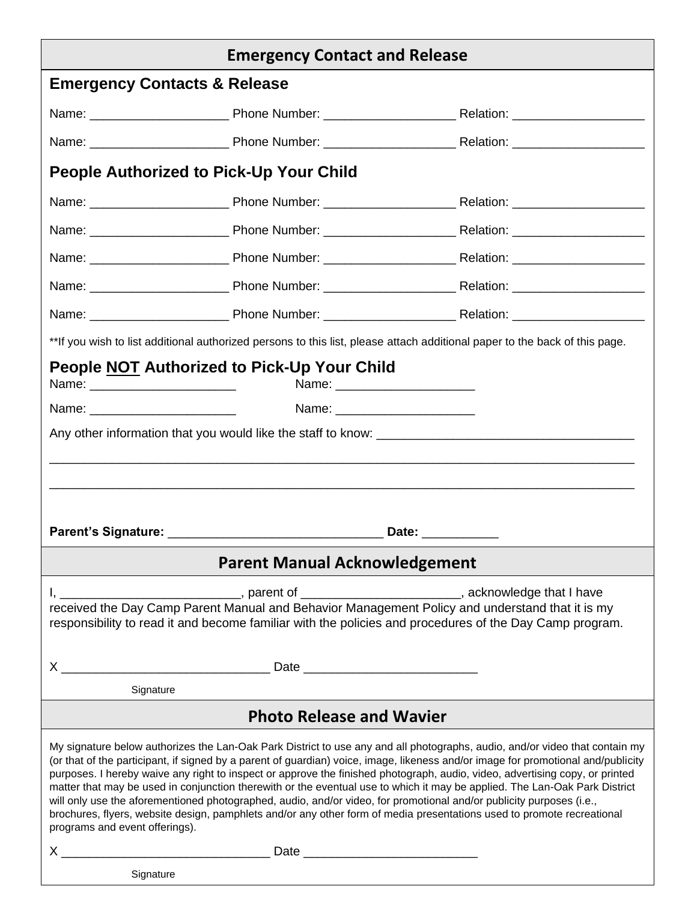## Emergency Contact and Release

### Emergency Contacts & Release

Name: ___________________ Phone Number: __________________ Relation: __________________

Name: ___________________ Phone Number: __________________ Relation: __________________

### People Authorized to Pick-Up Your Child

Name: ___________________ Phone Number: __________________ Relation: __________________

Name: ___________________ Phone Number: __________________ Relation: __________________

Name: ___________________ Phone Number: __________________ Relation: __________________

Name: ___________________ Phone Number: __________________ Relation: __________________

Name: ___________________ Phone Number: __________________ Relation: __________________

**If you wish to list additional authorized persons to this list, please attach additional paper to the back of this page.

### People <u>NOT</u> Authorized to Pick-Up Your Child

Name: ____________________ Name: ___________________

Name: ____________________ Name: ___________________

Any other information that you would like the staff to know: ____________________________________

________________________________________________________________________________

________________________________________________________________________________

**Parent's Signature:** ______________________________ **Date:** __________

## Parent Manual Acknowledgement

I, _________________________, parent of ______________________, acknowledge that I have received the Day Camp Parent Manual and Behavior Management Policy and understand that it is my responsibility to read it and become familiar with the policies and procedures of the Day Camp program.

X ____________________________ Date _______________________

Signature

## Photo Release and Wavier

My signature below authorizes the Lan-Oak Park District to use any and all photographs, audio, and/or video that contain my (or that of the participant, if signed by a parent of guardian) voice, image, likeness and/or image for promotional and/publicity purposes. I hereby waive any right to inspect or approve the finished photograph, audio, video, advertising copy, or printed matter that may be used in conjunction therewith or the eventual use to which it may be applied. The Lan-Oak Park District will only use the aforementioned photographed, audio, and/or video, for promotional and/or publicity purposes (i.e., brochures, flyers, website design, pamphlets and/or any other form of media presentations used to promote recreational programs and event offerings).

X ____________________________ Date _______________________

Signature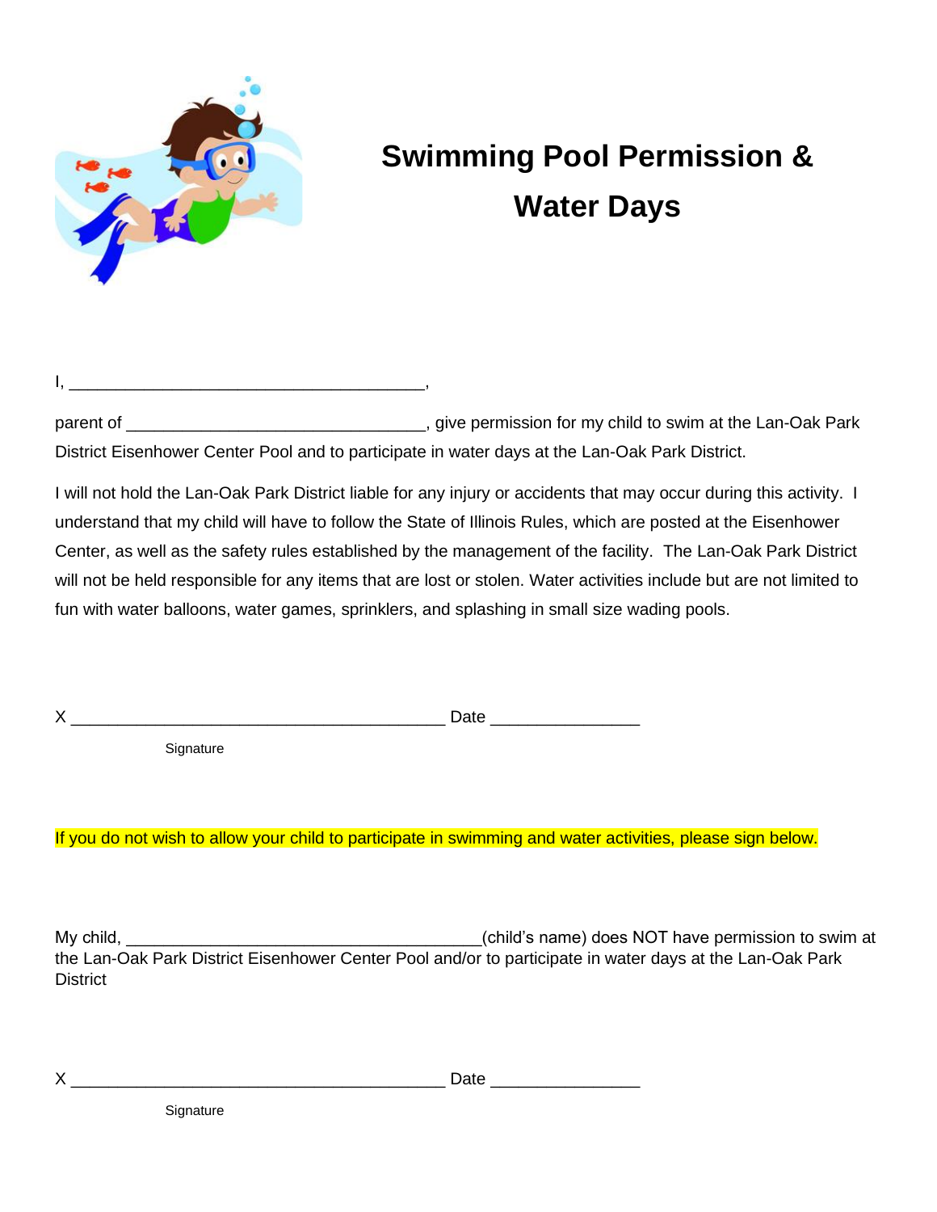# Swimming Pool Permission & Water Days

I, ______________________________________,

parent of _________________________________, give permission for my child to swim at the Lan-Oak Park District Eisenhower Center Pool and to participate in water days at the Lan-Oak Park District.

I will not hold the Lan-Oak Park District liable for any injury or accidents that may occur during this activity. I understand that my child will have to follow the State of Illinois Rules, which are posted at the Eisenhower Center, as well as the safety rules established by the management of the facility. The Lan-Oak Park District will not be held responsible for any items that are lost or stolen. Water activities include but are not limited to fun with water balloons, water games, sprinklers, and splashing in small size wading pools.

X __________________________________________ Date ________________

Signature

If you do not wish to allow your child to participate in swimming and water activities, please sign below.

My child, ________________________________________(child's name) does NOT have permission to swim at the Lan-Oak Park District Eisenhower Center Pool and/or to participate in water days at the Lan-Oak Park District

X __________________________________________ Date ________________

Signature